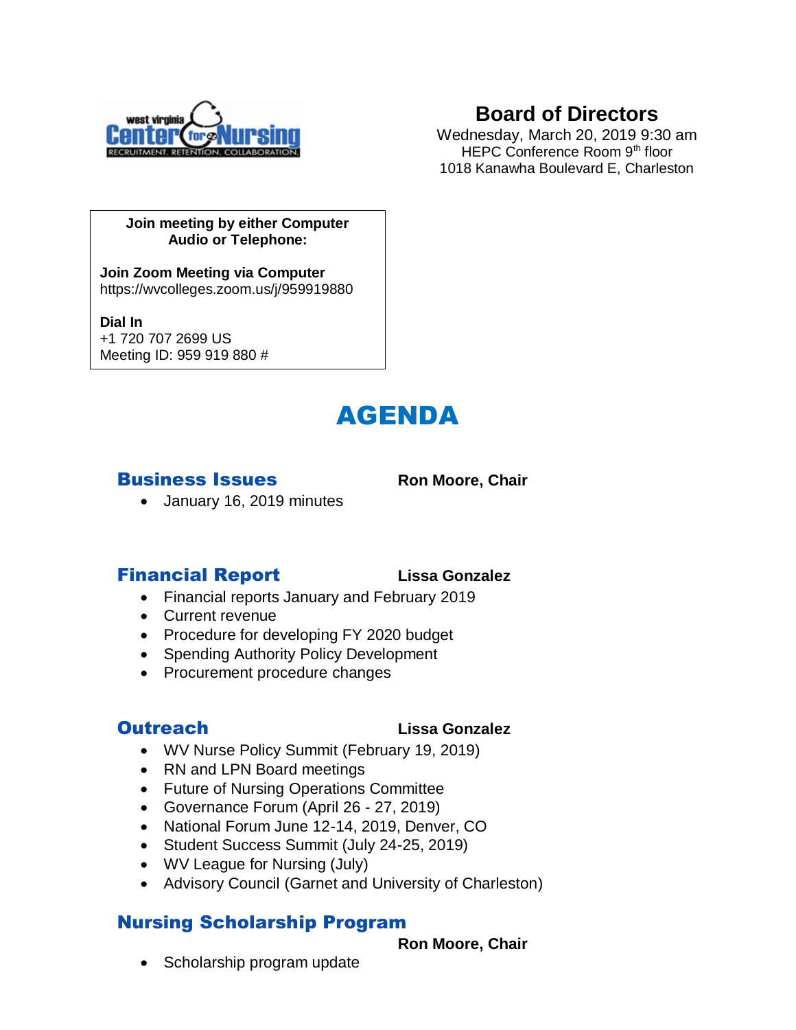# Board of Directors

Wednesday, March 20, 2019 9:30 am
HEPC Conference Room 9th floor
1018 Kanawha Boulevard E, Charleston

**Join meeting by either Computer Audio or Telephone:**

**Join Zoom Meeting via Computer**
https://wvcolleges.zoom.us/j/959919880

**Dial In**
+1 720 707 2699 US
Meeting ID: 959 919 880 #

# AGENDA

## Business Issues — **Ron Moore, Chair**

- January 16, 2019 minutes

## Financial Report — **Lissa Gonzalez**

- Financial reports January and February 2019
- Current revenue
- Procedure for developing FY 2020 budget
- Spending Authority Policy Development
- Procurement procedure changes

## Outreach — **Lissa Gonzalez**

- WV Nurse Policy Summit (February 19, 2019)
- RN and LPN Board meetings
- Future of Nursing Operations Committee
- Governance Forum (April 26 - 27, 2019)
- National Forum June 12-14, 2019, Denver, CO
- Student Success Summit (July 24-25, 2019)
- WV League for Nursing (July)
- Advisory Council (Garnet and University of Charleston)

## Nursing Scholarship Program

**Ron Moore, Chair**

- Scholarship program update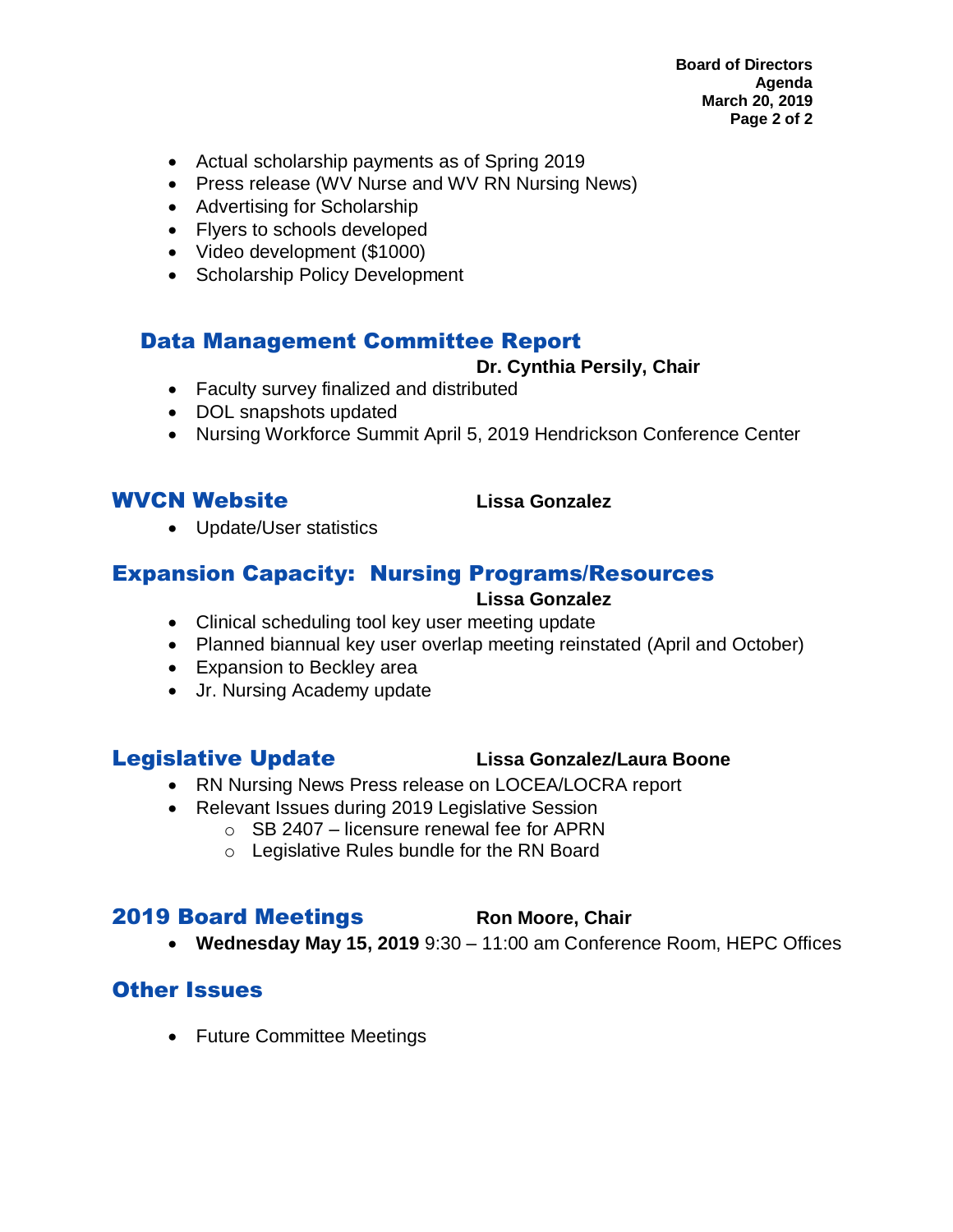- Actual scholarship payments as of Spring 2019
- Press release (WV Nurse and WV RN Nursing News)
- Advertising for Scholarship
- Flyers to schools developed
- Video development ($1000)
- Scholarship Policy Development

## Data Management Committee Report

**Dr. Cynthia Persily, Chair**

- Faculty survey finalized and distributed
- DOL snapshots updated
- Nursing Workforce Summit April 5, 2019 Hendrickson Conference Center

## WVCN Website

**Lissa Gonzalez**

- Update/User statistics

## Expansion Capacity: Nursing Programs/Resources

**Lissa Gonzalez**

- Clinical scheduling tool key user meeting update
- Planned biannual key user overlap meeting reinstated (April and October)
- Expansion to Beckley area
- Jr. Nursing Academy update

## Legislative Update

**Lissa Gonzalez/Laura Boone**

- RN Nursing News Press release on LOCEA/LOCRA report
- Relevant Issues during 2019 Legislative Session
  - SB 2407 – licensure renewal fee for APRN
  - Legislative Rules bundle for the RN Board

## 2019 Board Meetings

**Ron Moore, Chair**

- **Wednesday May 15, 2019** 9:30 – 11:00 am Conference Room, HEPC Offices

## Other Issues

- Future Committee Meetings